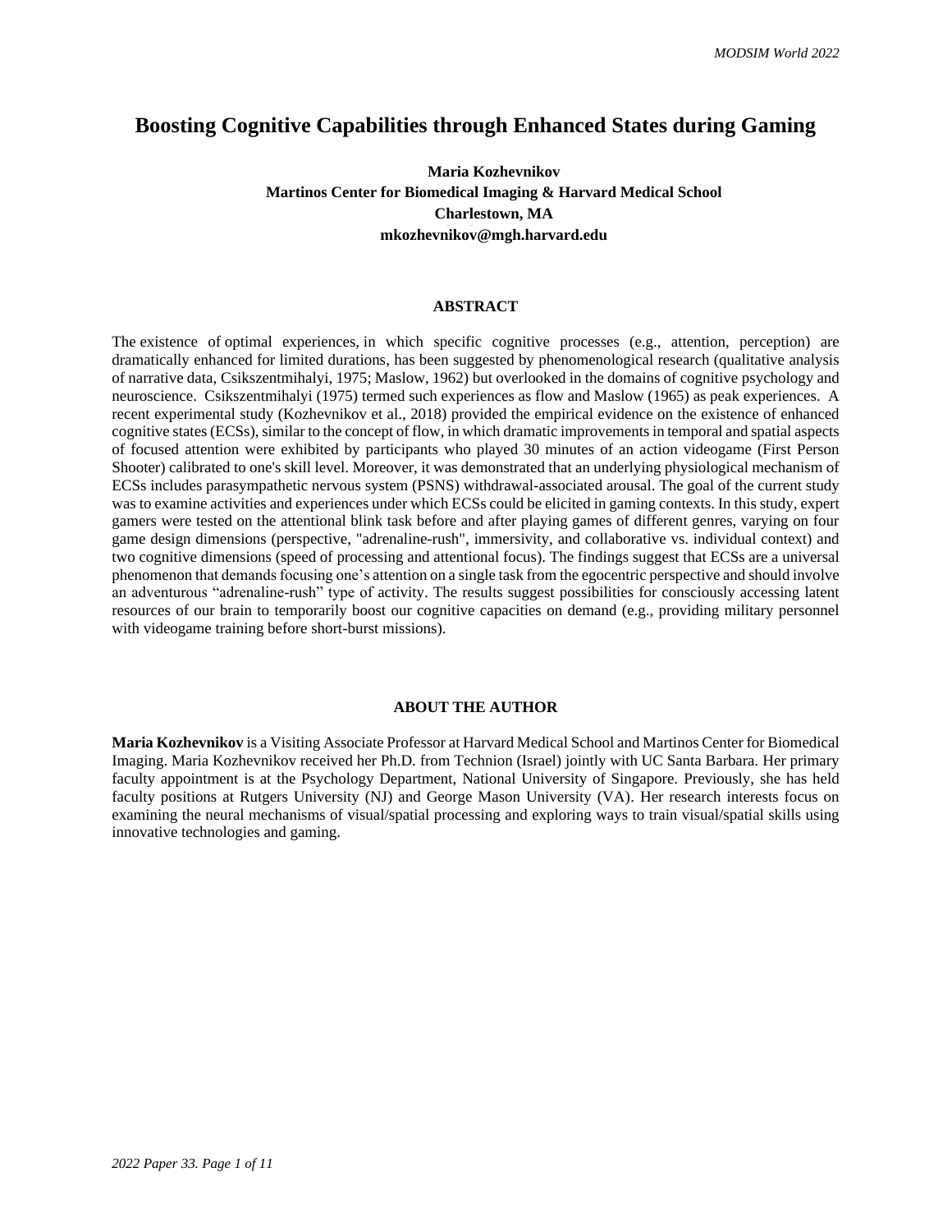# Boosting Cognitive Capabilities through Enhanced States during Gaming

**Maria Kozhevnikov**
**Martinos Center for Biomedical Imaging & Harvard Medical School**
**Charlestown, MA**
**mkozhevnikov@mgh.harvard.edu**

## ABSTRACT

The existence of optimal experiences, in which specific cognitive processes (e.g., attention, perception) are dramatically enhanced for limited durations, has been suggested by phenomenological research (qualitative analysis of narrative data, Csikszentmihalyi, 1975; Maslow, 1962) but overlooked in the domains of cognitive psychology and neuroscience. Csikszentmihalyi (1975) termed such experiences as flow and Maslow (1965) as peak experiences. A recent experimental study (Kozhevnikov et al., 2018) provided the empirical evidence on the existence of enhanced cognitive states (ECSs), similar to the concept of flow, in which dramatic improvements in temporal and spatial aspects of focused attention were exhibited by participants who played 30 minutes of an action videogame (First Person Shooter) calibrated to one's skill level. Moreover, it was demonstrated that an underlying physiological mechanism of ECSs includes parasympathetic nervous system (PSNS) withdrawal-associated arousal. The goal of the current study was to examine activities and experiences under which ECSs could be elicited in gaming contexts. In this study, expert gamers were tested on the attentional blink task before and after playing games of different genres, varying on four game design dimensions (perspective, "adrenaline-rush", immersivity, and collaborative vs. individual context) and two cognitive dimensions (speed of processing and attentional focus). The findings suggest that ECSs are a universal phenomenon that demands focusing one's attention on a single task from the egocentric perspective and should involve an adventurous "adrenaline-rush" type of activity. The results suggest possibilities for consciously accessing latent resources of our brain to temporarily boost our cognitive capacities on demand (e.g., providing military personnel with videogame training before short-burst missions).

## ABOUT THE AUTHOR

**Maria Kozhevnikov** is a Visiting Associate Professor at Harvard Medical School and Martinos Center for Biomedical Imaging. Maria Kozhevnikov received her Ph.D. from Technion (Israel) jointly with UC Santa Barbara. Her primary faculty appointment is at the Psychology Department, National University of Singapore. Previously, she has held faculty positions at Rutgers University (NJ) and George Mason University (VA). Her research interests focus on examining the neural mechanisms of visual/spatial processing and exploring ways to train visual/spatial skills using innovative technologies and gaming.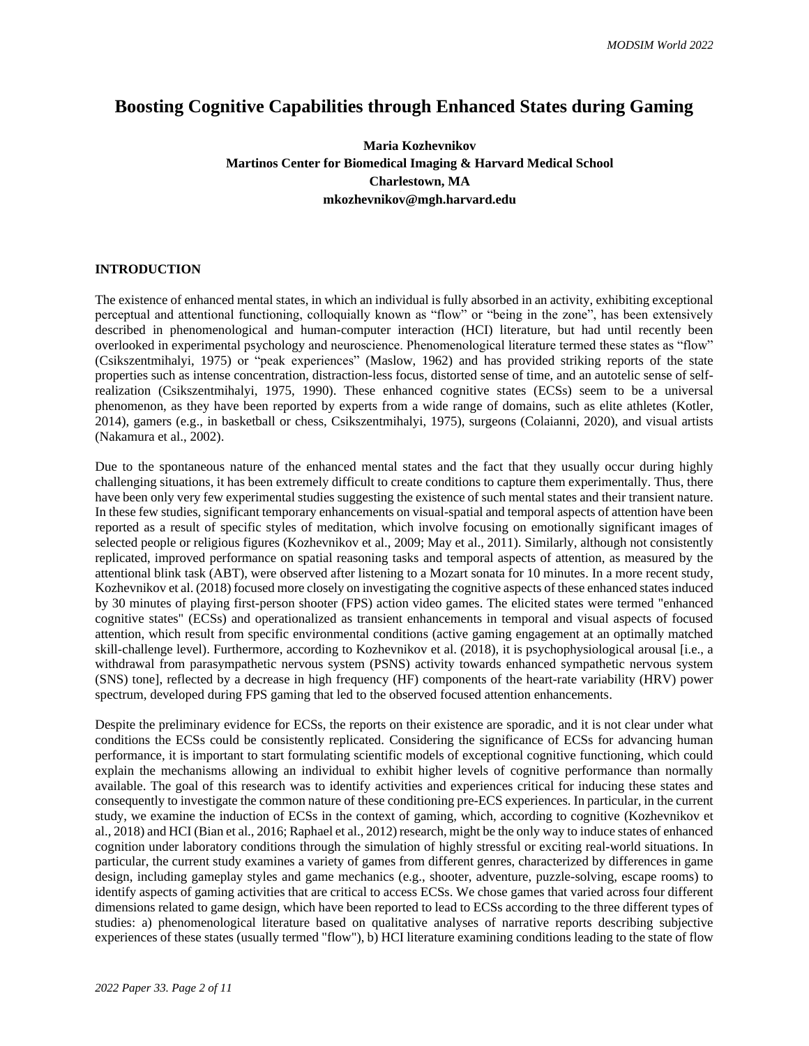# Boosting Cognitive Capabilities through Enhanced States during Gaming

**Maria Kozhevnikov**
**Martinos Center for Biomedical Imaging & Harvard Medical School**
**Charlestown, MA**
**mkozhevnikov@mgh.harvard.edu**

## INTRODUCTION

The existence of enhanced mental states, in which an individual is fully absorbed in an activity, exhibiting exceptional perceptual and attentional functioning, colloquially known as "flow" or "being in the zone", has been extensively described in phenomenological and human-computer interaction (HCI) literature, but had until recently been overlooked in experimental psychology and neuroscience. Phenomenological literature termed these states as "flow" (Csikszentmihalyi, 1975) or "peak experiences" (Maslow, 1962) and has provided striking reports of the state properties such as intense concentration, distraction-less focus, distorted sense of time, and an autotelic sense of self-realization (Csikszentmihalyi, 1975, 1990). These enhanced cognitive states (ECSs) seem to be a universal phenomenon, as they have been reported by experts from a wide range of domains, such as elite athletes (Kotler, 2014), gamers (e.g., in basketball or chess, Csikszentmihalyi, 1975), surgeons (Colaianni, 2020), and visual artists (Nakamura et al., 2002).

Due to the spontaneous nature of the enhanced mental states and the fact that they usually occur during highly challenging situations, it has been extremely difficult to create conditions to capture them experimentally. Thus, there have been only very few experimental studies suggesting the existence of such mental states and their transient nature. In these few studies, significant temporary enhancements on visual-spatial and temporal aspects of attention have been reported as a result of specific styles of meditation, which involve focusing on emotionally significant images of selected people or religious figures (Kozhevnikov et al., 2009; May et al., 2011). Similarly, although not consistently replicated, improved performance on spatial reasoning tasks and temporal aspects of attention, as measured by the attentional blink task (ABT), were observed after listening to a Mozart sonata for 10 minutes. In a more recent study, Kozhevnikov et al. (2018) focused more closely on investigating the cognitive aspects of these enhanced states induced by 30 minutes of playing first-person shooter (FPS) action video games. The elicited states were termed "enhanced cognitive states" (ECSs) and operationalized as transient enhancements in temporal and visual aspects of focused attention, which result from specific environmental conditions (active gaming engagement at an optimally matched skill-challenge level). Furthermore, according to Kozhevnikov et al. (2018), it is psychophysiological arousal [i.e., a withdrawal from parasympathetic nervous system (PSNS) activity towards enhanced sympathetic nervous system (SNS) tone], reflected by a decrease in high frequency (HF) components of the heart-rate variability (HRV) power spectrum, developed during FPS gaming that led to the observed focused attention enhancements.

Despite the preliminary evidence for ECSs, the reports on their existence are sporadic, and it is not clear under what conditions the ECSs could be consistently replicated. Considering the significance of ECSs for advancing human performance, it is important to start formulating scientific models of exceptional cognitive functioning, which could explain the mechanisms allowing an individual to exhibit higher levels of cognitive performance than normally available. The goal of this research was to identify activities and experiences critical for inducing these states and consequently to investigate the common nature of these conditioning pre-ECS experiences. In particular, in the current study, we examine the induction of ECSs in the context of gaming, which, according to cognitive (Kozhevnikov et al., 2018) and HCI (Bian et al., 2016; Raphael et al., 2012) research, might be the only way to induce states of enhanced cognition under laboratory conditions through the simulation of highly stressful or exciting real-world situations. In particular, the current study examines a variety of games from different genres, characterized by differences in game design, including gameplay styles and game mechanics (e.g., shooter, adventure, puzzle-solving, escape rooms) to identify aspects of gaming activities that are critical to access ECSs. We chose games that varied across four different dimensions related to game design, which have been reported to lead to ECSs according to the three different types of studies: a) phenomenological literature based on qualitative analyses of narrative reports describing subjective experiences of these states (usually termed "flow"), b) HCI literature examining conditions leading to the state of flow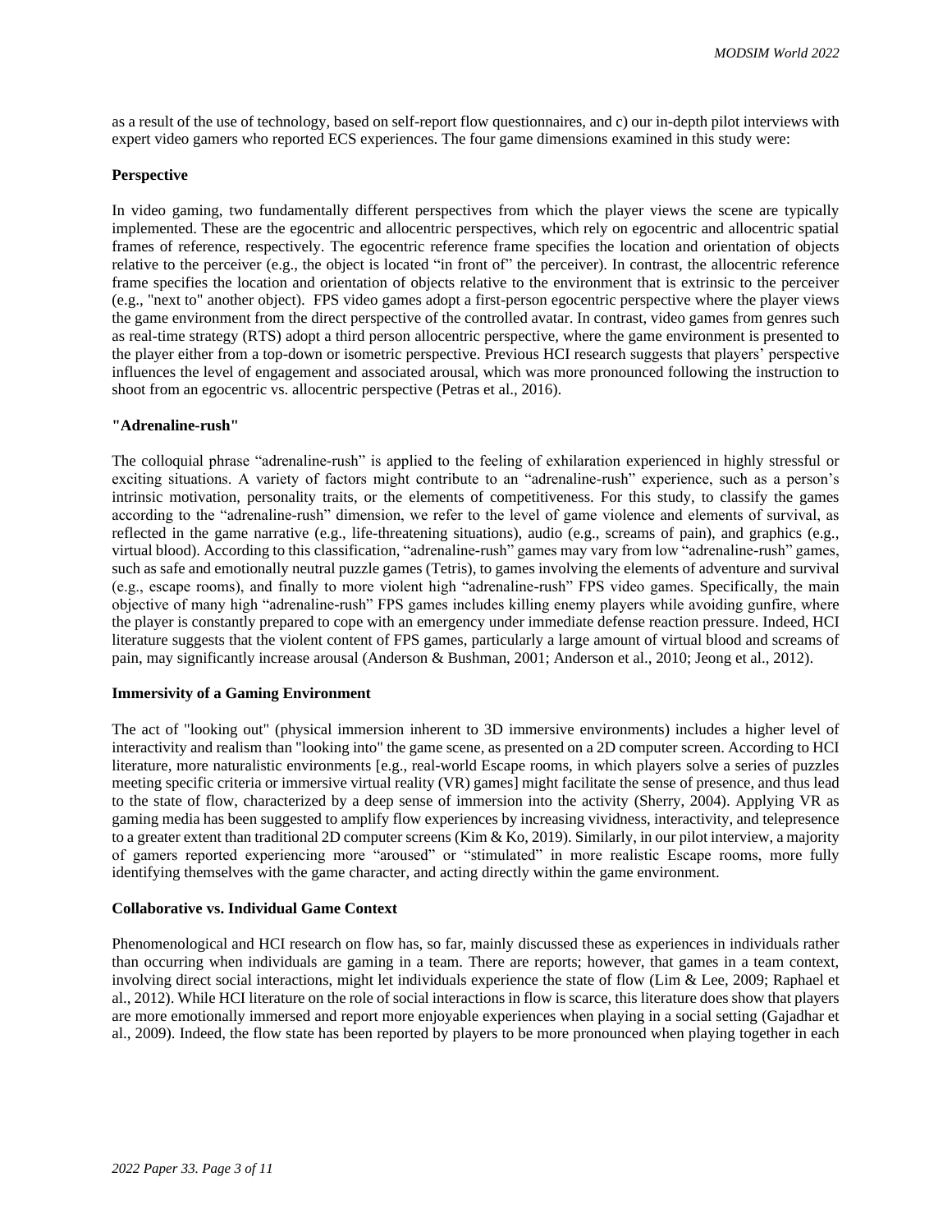as a result of the use of technology, based on self-report flow questionnaires, and c) our in-depth pilot interviews with expert video gamers who reported ECS experiences. The four game dimensions examined in this study were:

**Perspective**

In video gaming, two fundamentally different perspectives from which the player views the scene are typically implemented. These are the egocentric and allocentric perspectives, which rely on egocentric and allocentric spatial frames of reference, respectively. The egocentric reference frame specifies the location and orientation of objects relative to the perceiver (e.g., the object is located "in front of" the perceiver). In contrast, the allocentric reference frame specifies the location and orientation of objects relative to the environment that is extrinsic to the perceiver (e.g., "next to" another object). FPS video games adopt a first-person egocentric perspective where the player views the game environment from the direct perspective of the controlled avatar. In contrast, video games from genres such as real-time strategy (RTS) adopt a third person allocentric perspective, where the game environment is presented to the player either from a top-down or isometric perspective. Previous HCI research suggests that players' perspective influences the level of engagement and associated arousal, which was more pronounced following the instruction to shoot from an egocentric vs. allocentric perspective (Petras et al., 2016).

**"Adrenaline-rush"**

The colloquial phrase "adrenaline-rush" is applied to the feeling of exhilaration experienced in highly stressful or exciting situations. A variety of factors might contribute to an "adrenaline-rush" experience, such as a person's intrinsic motivation, personality traits, or the elements of competitiveness. For this study, to classify the games according to the "adrenaline-rush" dimension, we refer to the level of game violence and elements of survival, as reflected in the game narrative (e.g., life-threatening situations), audio (e.g., screams of pain), and graphics (e.g., virtual blood). According to this classification, "adrenaline-rush" games may vary from low "adrenaline-rush" games, such as safe and emotionally neutral puzzle games (Tetris), to games involving the elements of adventure and survival (e.g., escape rooms), and finally to more violent high "adrenaline-rush" FPS video games. Specifically, the main objective of many high "adrenaline-rush" FPS games includes killing enemy players while avoiding gunfire, where the player is constantly prepared to cope with an emergency under immediate defense reaction pressure. Indeed, HCI literature suggests that the violent content of FPS games, particularly a large amount of virtual blood and screams of pain, may significantly increase arousal (Anderson & Bushman, 2001; Anderson et al., 2010; Jeong et al., 2012).

**Immersivity of a Gaming Environment**

The act of "looking out" (physical immersion inherent to 3D immersive environments) includes a higher level of interactivity and realism than "looking into" the game scene, as presented on a 2D computer screen. According to HCI literature, more naturalistic environments [e.g., real-world Escape rooms, in which players solve a series of puzzles meeting specific criteria or immersive virtual reality (VR) games] might facilitate the sense of presence, and thus lead to the state of flow, characterized by a deep sense of immersion into the activity (Sherry, 2004). Applying VR as gaming media has been suggested to amplify flow experiences by increasing vividness, interactivity, and telepresence to a greater extent than traditional 2D computer screens (Kim & Ko, 2019). Similarly, in our pilot interview, a majority of gamers reported experiencing more "aroused" or "stimulated" in more realistic Escape rooms, more fully identifying themselves with the game character, and acting directly within the game environment.

**Collaborative vs. Individual Game Context**

Phenomenological and HCI research on flow has, so far, mainly discussed these as experiences in individuals rather than occurring when individuals are gaming in a team. There are reports; however, that games in a team context, involving direct social interactions, might let individuals experience the state of flow (Lim & Lee, 2009; Raphael et al., 2012). While HCI literature on the role of social interactions in flow is scarce, this literature does show that players are more emotionally immersed and report more enjoyable experiences when playing in a social setting (Gajadhar et al., 2009). Indeed, the flow state has been reported by players to be more pronounced when playing together in each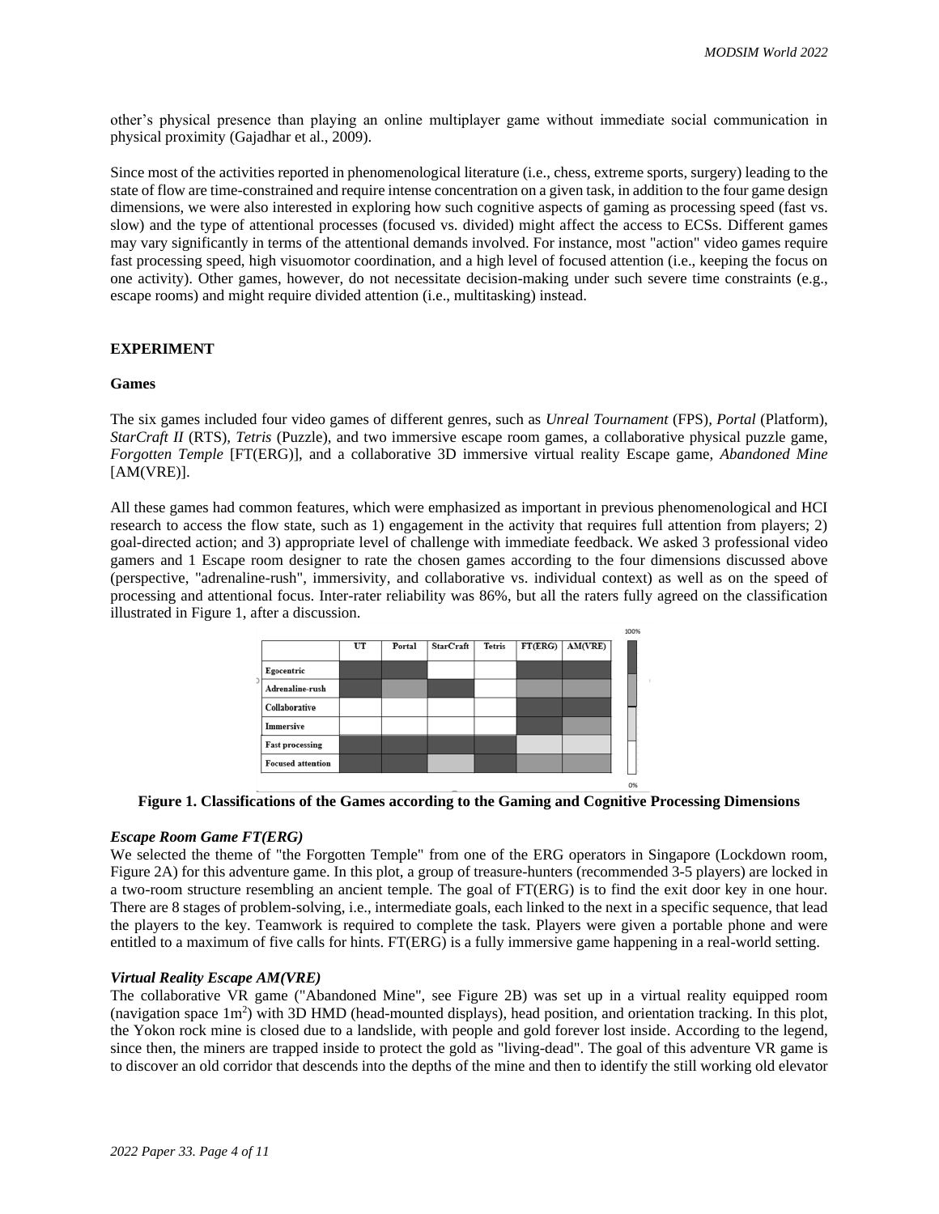other's physical presence than playing an online multiplayer game without immediate social communication in physical proximity (Gajadhar et al., 2009).

Since most of the activities reported in phenomenological literature (i.e., chess, extreme sports, surgery) leading to the state of flow are time-constrained and require intense concentration on a given task, in addition to the four game design dimensions, we were also interested in exploring how such cognitive aspects of gaming as processing speed (fast vs. slow) and the type of attentional processes (focused vs. divided) might affect the access to ECSs. Different games may vary significantly in terms of the attentional demands involved. For instance, most "action" video games require fast processing speed, high visuomotor coordination, and a high level of focused attention (i.e., keeping the focus on one activity). Other games, however, do not necessitate decision-making under such severe time constraints (e.g., escape rooms) and might require divided attention (i.e., multitasking) instead.

## EXPERIMENT

### Games

The six games included four video games of different genres, such as *Unreal Tournament* (FPS), *Portal* (Platform), *StarCraft II* (RTS), *Tetris* (Puzzle), and two immersive escape room games, a collaborative physical puzzle game, *Forgotten Temple* [FT(ERG)], and a collaborative 3D immersive virtual reality Escape game, *Abandoned Mine* [AM(VRE)].

All these games had common features, which were emphasized as important in previous phenomenological and HCI research to access the flow state, such as 1) engagement in the activity that requires full attention from players; 2) goal-directed action; and 3) appropriate level of challenge with immediate feedback. We asked 3 professional video gamers and 1 Escape room designer to rate the chosen games according to the four dimensions discussed above (perspective, "adrenaline-rush", immersivity, and collaborative vs. individual context) as well as on the speed of processing and attentional focus. Inter-rater reliability was 86%, but all the raters fully agreed on the classification illustrated in Figure 1, after a discussion.

| | UT | Portal | StarCraft | Tetris | FT(ERG) | AM(VRE) |
|---|---|---|---|---|---|---|
| Egocentric | | | | | | |
| Adrenaline-rush | | | | | | |
| Collaborative | | | | | | |
| Immersive | | | | | | |
| Fast processing | | | | | | |
| Focused attention | | | | | | |

100% – 0%

**Figure 1. Classifications of the Games according to the Gaming and Cognitive Processing Dimensions**

#### *Escape Room Game FT(ERG)*

We selected the theme of "the Forgotten Temple" from one of the ERG operators in Singapore (Lockdown room, Figure 2A) for this adventure game. In this plot, a group of treasure-hunters (recommended 3-5 players) are locked in a two-room structure resembling an ancient temple. The goal of FT(ERG) is to find the exit door key in one hour. There are 8 stages of problem-solving, i.e., intermediate goals, each linked to the next in a specific sequence, that lead the players to the key. Teamwork is required to complete the task. Players were given a portable phone and were entitled to a maximum of five calls for hints. FT(ERG) is a fully immersive game happening in a real-world setting.

#### *Virtual Reality Escape AM(VRE)*

The collaborative VR game ("Abandoned Mine", see Figure 2B) was set up in a virtual reality equipped room (navigation space 1m$^2$) with 3D HMD (head-mounted displays), head position, and orientation tracking. In this plot, the Yokon rock mine is closed due to a landslide, with people and gold forever lost inside. According to the legend, since then, the miners are trapped inside to protect the gold as "living-dead". The goal of this adventure VR game is to discover an old corridor that descends into the depths of the mine and then to identify the still working old elevator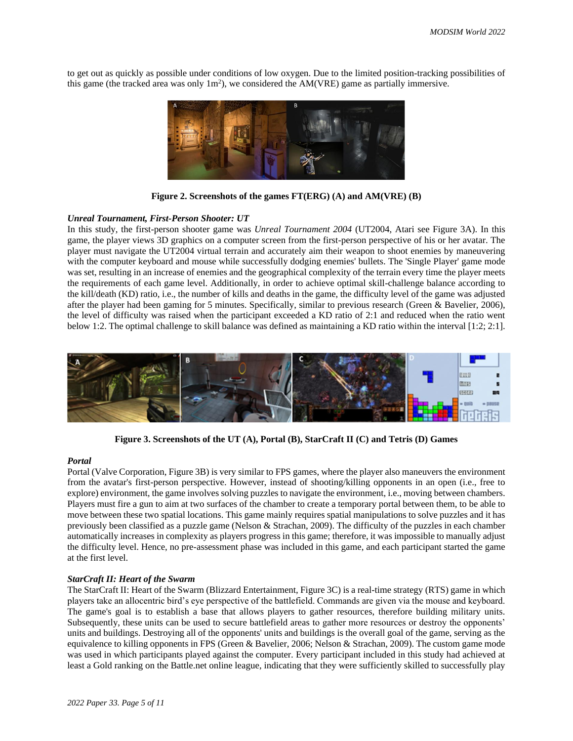to get out as quickly as possible under conditions of low oxygen. Due to the limited position-tracking possibilities of this game (the tracked area was only 1m$^2$), we considered the AM(VRE) game as partially immersive.

**Figure 2. Screenshots of the games FT(ERG) (A) and AM(VRE) (B)**

***Unreal Tournament, First-Person Shooter: UT***

In this study, the first-person shooter game was *Unreal Tournament 2004* (UT2004, Atari see Figure 3A). In this game, the player views 3D graphics on a computer screen from the first-person perspective of his or her avatar. The player must navigate the UT2004 virtual terrain and accurately aim their weapon to shoot enemies by maneuvering with the computer keyboard and mouse while successfully dodging enemies' bullets. The 'Single Player' game mode was set, resulting in an increase of enemies and the geographical complexity of the terrain every time the player meets the requirements of each game level. Additionally, in order to achieve optimal skill-challenge balance according to the kill/death (KD) ratio, i.e., the number of kills and deaths in the game, the difficulty level of the game was adjusted after the player had been gaming for 5 minutes. Specifically, similar to previous research (Green & Bavelier, 2006), the level of difficulty was raised when the participant exceeded a KD ratio of 2:1 and reduced when the ratio went below 1:2. The optimal challenge to skill balance was defined as maintaining a KD ratio within the interval [1:2; 2:1].

**Figure 3. Screenshots of the UT (A), Portal (B), StarCraft II (C) and Tetris (D) Games**

***Portal***

Portal (Valve Corporation, Figure 3B) is very similar to FPS games, where the player also maneuvers the environment from the avatar's first-person perspective. However, instead of shooting/killing opponents in an open (i.e., free to explore) environment, the game involves solving puzzles to navigate the environment, i.e., moving between chambers. Players must fire a gun to aim at two surfaces of the chamber to create a temporary portal between them, to be able to move between these two spatial locations. This game mainly requires spatial manipulations to solve puzzles and it has previously been classified as a puzzle game (Nelson & Strachan, 2009). The difficulty of the puzzles in each chamber automatically increases in complexity as players progress in this game; therefore, it was impossible to manually adjust the difficulty level. Hence, no pre-assessment phase was included in this game, and each participant started the game at the first level.

***StarCraft II: Heart of the Swarm***

The StarCraft II: Heart of the Swarm (Blizzard Entertainment, Figure 3C) is a real-time strategy (RTS) game in which players take an allocentric bird's eye perspective of the battlefield. Commands are given via the mouse and keyboard. The game's goal is to establish a base that allows players to gather resources, therefore building military units. Subsequently, these units can be used to secure battlefield areas to gather more resources or destroy the opponents' units and buildings. Destroying all of the opponents' units and buildings is the overall goal of the game, serving as the equivalence to killing opponents in FPS (Green & Bavelier, 2006; Nelson & Strachan, 2009). The custom game mode was used in which participants played against the computer. Every participant included in this study had achieved at least a Gold ranking on the Battle.net online league, indicating that they were sufficiently skilled to successfully play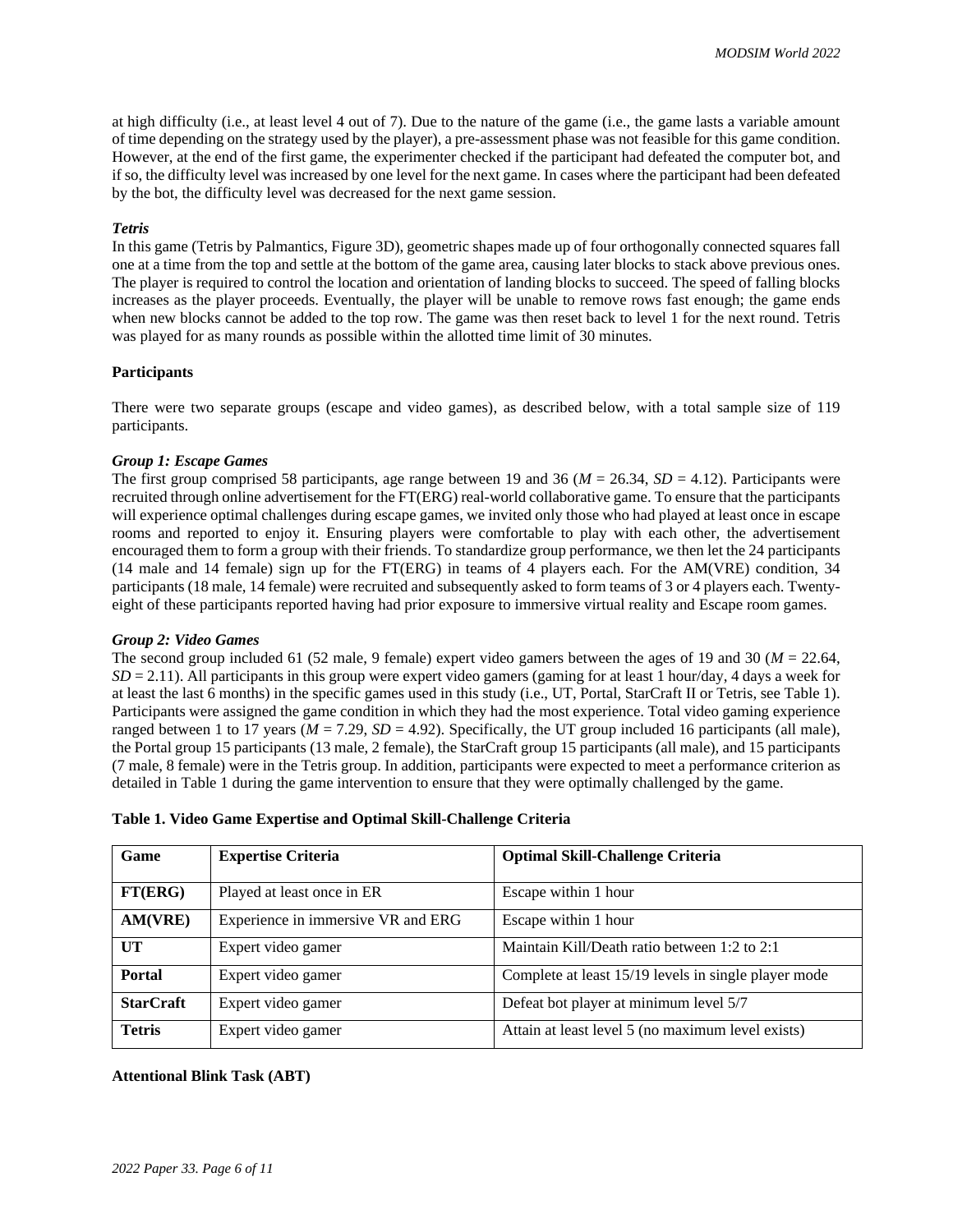at high difficulty (i.e., at least level 4 out of 7). Due to the nature of the game (i.e., the game lasts a variable amount of time depending on the strategy used by the player), a pre-assessment phase was not feasible for this game condition. However, at the end of the first game, the experimenter checked if the participant had defeated the computer bot, and if so, the difficulty level was increased by one level for the next game. In cases where the participant had been defeated by the bot, the difficulty level was decreased for the next game session.

***Tetris***

In this game (Tetris by Palmantics, Figure 3D), geometric shapes made up of four orthogonally connected squares fall one at a time from the top and settle at the bottom of the game area, causing later blocks to stack above previous ones. The player is required to control the location and orientation of landing blocks to succeed. The speed of falling blocks increases as the player proceeds. Eventually, the player will be unable to remove rows fast enough; the game ends when new blocks cannot be added to the top row. The game was then reset back to level 1 for the next round. Tetris was played for as many rounds as possible within the allotted time limit of 30 minutes.

**Participants**

There were two separate groups (escape and video games), as described below, with a total sample size of 119 participants.

***Group 1: Escape Games***

The first group comprised 58 participants, age range between 19 and 36 ($M$ = 26.34, $SD$ = 4.12). Participants were recruited through online advertisement for the FT(ERG) real-world collaborative game. To ensure that the participants will experience optimal challenges during escape games, we invited only those who had played at least once in escape rooms and reported to enjoy it. Ensuring players were comfortable to play with each other, the advertisement encouraged them to form a group with their friends. To standardize group performance, we then let the 24 participants (14 male and 14 female) sign up for the FT(ERG) in teams of 4 players each. For the AM(VRE) condition, 34 participants (18 male, 14 female) were recruited and subsequently asked to form teams of 3 or 4 players each. Twenty-eight of these participants reported having had prior exposure to immersive virtual reality and Escape room games.

***Group 2: Video Games***

The second group included 61 (52 male, 9 female) expert video gamers between the ages of 19 and 30 ($M$ = 22.64, $SD$ = 2.11). All participants in this group were expert video gamers (gaming for at least 1 hour/day, 4 days a week for at least the last 6 months) in the specific games used in this study (i.e., UT, Portal, StarCraft II or Tetris, see Table 1). Participants were assigned the game condition in which they had the most experience. Total video gaming experience ranged between 1 to 17 years ($M$ = 7.29, $SD$ = 4.92). Specifically, the UT group included 16 participants (all male), the Portal group 15 participants (13 male, 2 female), the StarCraft group 15 participants (all male), and 15 participants (7 male, 8 female) were in the Tetris group. In addition, participants were expected to meet a performance criterion as detailed in Table 1 during the game intervention to ensure that they were optimally challenged by the game.

**Table 1. Video Game Expertise and Optimal Skill-Challenge Criteria**

| Game | Expertise Criteria | Optimal Skill-Challenge Criteria |
|---|---|---|
| **FT(ERG)** | Played at least once in ER | Escape within 1 hour |
| **AM(VRE)** | Experience in immersive VR and ERG | Escape within 1 hour |
| **UT** | Expert video gamer | Maintain Kill/Death ratio between 1:2 to 2:1 |
| **Portal** | Expert video gamer | Complete at least 15/19 levels in single player mode |
| **StarCraft** | Expert video gamer | Defeat bot player at minimum level 5/7 |
| **Tetris** | Expert video gamer | Attain at least level 5 (no maximum level exists) |

**Attentional Blink Task (ABT)**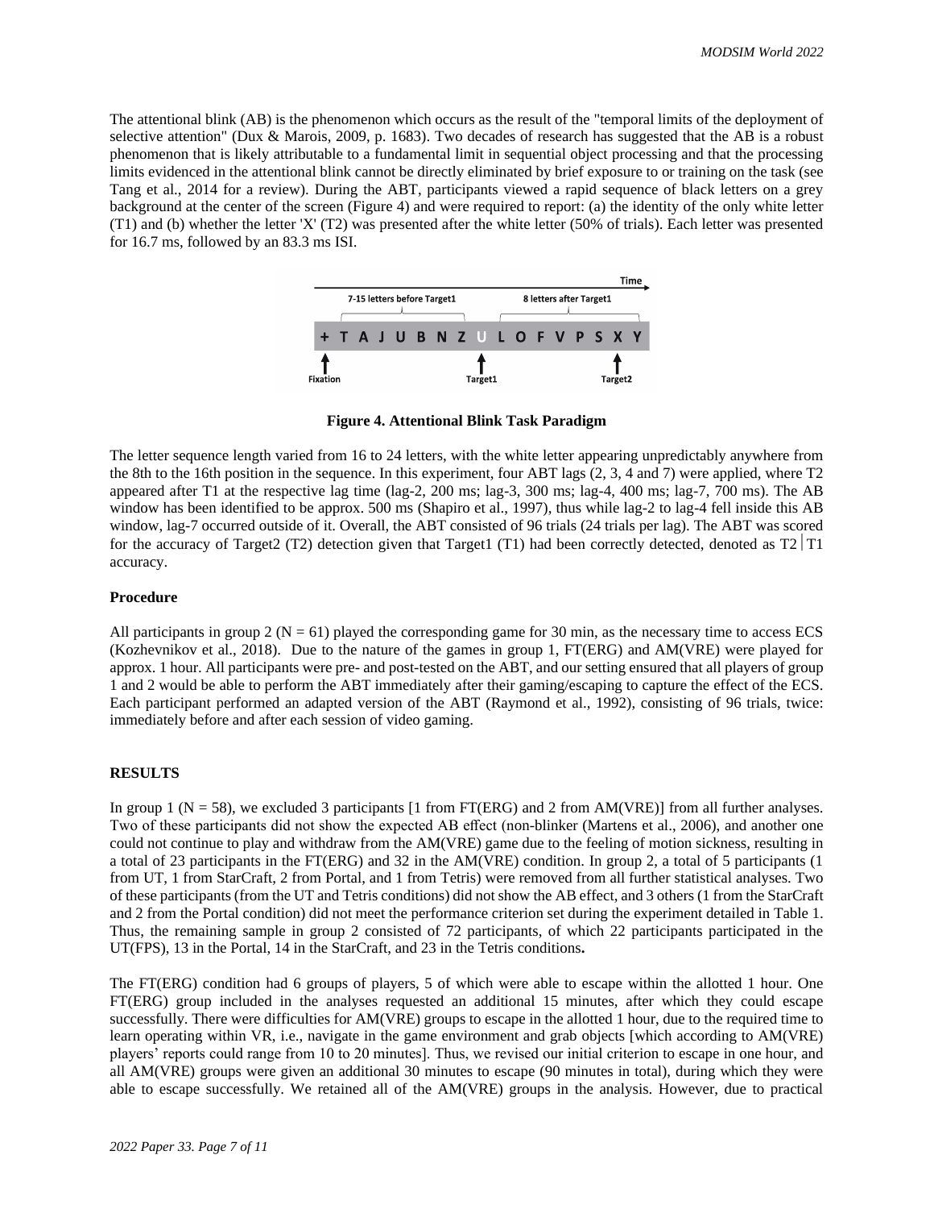The attentional blink (AB) is the phenomenon which occurs as the result of the "temporal limits of the deployment of selective attention" (Dux & Marois, 2009, p. 1683). Two decades of research has suggested that the AB is a robust phenomenon that is likely attributable to a fundamental limit in sequential object processing and that the processing limits evidenced in the attentional blink cannot be directly eliminated by brief exposure to or training on the task (see Tang et al., 2014 for a review). During the ABT, participants viewed a rapid sequence of black letters on a grey background at the center of the screen (Figure 4) and were required to report: (a) the identity of the only white letter (T1) and (b) whether the letter 'X' (T2) was presented after the white letter (50% of trials). Each letter was presented for 16.7 ms, followed by an 83.3 ms ISI.

**Figure 4. Attentional Blink Task Paradigm**

The letter sequence length varied from 16 to 24 letters, with the white letter appearing unpredictably anywhere from the 8th to the 16th position in the sequence. In this experiment, four ABT lags (2, 3, 4 and 7) were applied, where T2 appeared after T1 at the respective lag time (lag-2, 200 ms; lag-3, 300 ms; lag-4, 400 ms; lag-7, 700 ms). The AB window has been identified to be approx. 500 ms (Shapiro et al., 1997), thus while lag-2 to lag-4 fell inside this AB window, lag-7 occurred outside of it. Overall, the ABT consisted of 96 trials (24 trials per lag). The ABT was scored for the accuracy of Target2 (T2) detection given that Target1 (T1) had been correctly detected, denoted as $T2|T1$ accuracy.

**Procedure**

All participants in group 2 (N = 61) played the corresponding game for 30 min, as the necessary time to access ECS (Kozhevnikov et al., 2018). Due to the nature of the games in group 1, FT(ERG) and AM(VRE) were played for approx. 1 hour. All participants were pre- and post-tested on the ABT, and our setting ensured that all players of group 1 and 2 would be able to perform the ABT immediately after their gaming/escaping to capture the effect of the ECS. Each participant performed an adapted version of the ABT (Raymond et al., 1992), consisting of 96 trials, twice: immediately before and after each session of video gaming.

## RESULTS

In group 1 (N = 58), we excluded 3 participants [1 from FT(ERG) and 2 from AM(VRE)] from all further analyses. Two of these participants did not show the expected AB effect (non-blinker (Martens et al., 2006), and another one could not continue to play and withdraw from the AM(VRE) game due to the feeling of motion sickness, resulting in a total of 23 participants in the FT(ERG) and 32 in the AM(VRE) condition. In group 2, a total of 5 participants (1 from UT, 1 from StarCraft, 2 from Portal, and 1 from Tetris) were removed from all further statistical analyses. Two of these participants (from the UT and Tetris conditions) did not show the AB effect, and 3 others (1 from the StarCraft and 2 from the Portal condition) did not meet the performance criterion set during the experiment detailed in Table 1. Thus, the remaining sample in group 2 consisted of 72 participants, of which 22 participants participated in the UT(FPS), 13 in the Portal, 14 in the StarCraft, and 23 in the Tetris conditions**.**

The FT(ERG) condition had 6 groups of players, 5 of which were able to escape within the allotted 1 hour. One FT(ERG) group included in the analyses requested an additional 15 minutes, after which they could escape successfully. There were difficulties for AM(VRE) groups to escape in the allotted 1 hour, due to the required time to learn operating within VR, i.e., navigate in the game environment and grab objects [which according to AM(VRE) players' reports could range from 10 to 20 minutes]. Thus, we revised our initial criterion to escape in one hour, and all AM(VRE) groups were given an additional 30 minutes to escape (90 minutes in total), during which they were able to escape successfully. We retained all of the AM(VRE) groups in the analysis. However, due to practical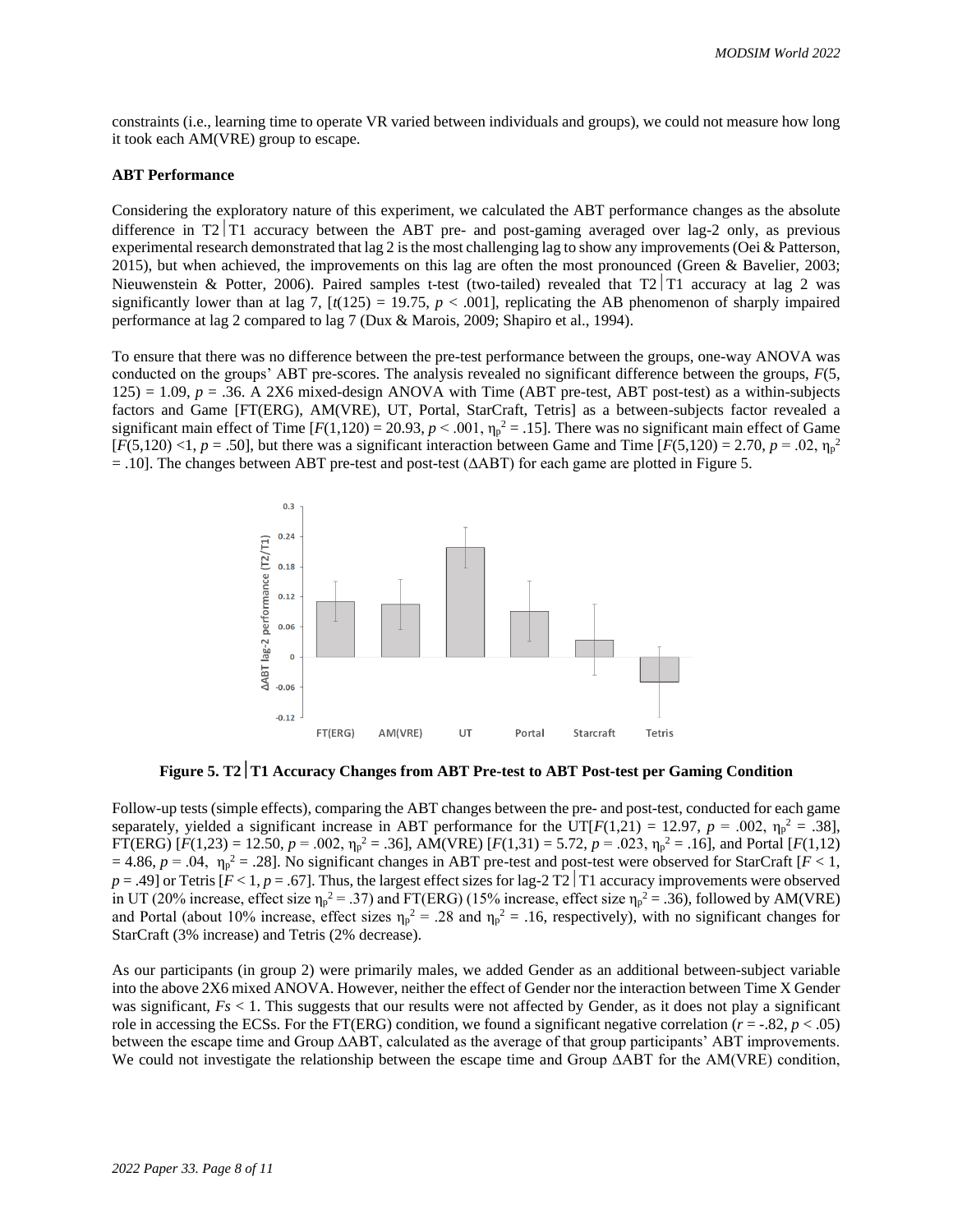constraints (i.e., learning time to operate VR varied between individuals and groups), we could not measure how long it took each AM(VRE) group to escape.

**ABT Performance**

Considering the exploratory nature of this experiment, we calculated the ABT performance changes as the absolute difference in T2│T1 accuracy between the ABT pre- and post-gaming averaged over lag-2 only, as previous experimental research demonstrated that lag 2 is the most challenging lag to show any improvements (Oei & Patterson, 2015), but when achieved, the improvements on this lag are often the most pronounced (Green & Bavelier, 2003; Nieuwenstein & Potter, 2006). Paired samples t-test (two-tailed) revealed that T2│T1 accuracy at lag 2 was significantly lower than at lag 7, [$t(125) = 19.75$, $p < .001$], replicating the AB phenomenon of sharply impaired performance at lag 2 compared to lag 7 (Dux & Marois, 2009; Shapiro et al., 1994).

To ensure that there was no difference between the pre-test performance between the groups, one-way ANOVA was conducted on the groups' ABT pre-scores. The analysis revealed no significant difference between the groups, $F(5, 125) = 1.09$, $p = .36$. A 2X6 mixed-design ANOVA with Time (ABT pre-test, ABT post-test) as a within-subjects factors and Game [FT(ERG), AM(VRE), UT, Portal, StarCraft, Tetris] as a between-subjects factor revealed a significant main effect of Time [$F(1,120) = 20.93$, $p < .001$, $\eta_p^2 = .15$]. There was no significant main effect of Game [$F(5,120) <1$, $p = .50$], but there was a significant interaction between Game and Time [$F(5,120) = 2.70$, $p = .02$, $\eta_p^2 = .10$]. The changes between ABT pre-test and post-test (ΔABT) for each game are plotted in Figure 5.

**Figure 5. T2│T1 Accuracy Changes from ABT Pre-test to ABT Post-test per Gaming Condition**

Follow-up tests (simple effects), comparing the ABT changes between the pre- and post-test, conducted for each game separately, yielded a significant increase in ABT performance for the UT[$F(1,21) = 12.97$, $p = .002$, $\eta_p^2 = .38$], FT(ERG) [$F(1,23) = 12.50$, $p = .002$, $\eta_p^2 = .36$], AM(VRE) [$F(1,31) = 5.72$, $p = .023$, $\eta_p^2 = .16$], and Portal [$F(1,12) = 4.86$, $p = .04$, $\eta_p^2 = .28$]. No significant changes in ABT pre-test and post-test were observed for StarCraft [$F < 1$, $p = .49$] or Tetris [$F < 1$, $p = .67$]. Thus, the largest effect sizes for lag-2 T2│T1 accuracy improvements were observed in UT (20% increase, effect size $\eta_p^2 = .37$) and FT(ERG) (15% increase, effect size $\eta_p^2 = .36$), followed by AM(VRE) and Portal (about 10% increase, effect sizes $\eta_p^2 = .28$ and $\eta_p^2 = .16$, respectively), with no significant changes for StarCraft (3% increase) and Tetris (2% decrease).

As our participants (in group 2) were primarily males, we added Gender as an additional between-subject variable into the above 2X6 mixed ANOVA. However, neither the effect of Gender nor the interaction between Time X Gender was significant, $Fs < 1$. This suggests that our results were not affected by Gender, as it does not play a significant role in accessing the ECSs. For the FT(ERG) condition, we found a significant negative correlation ($r = -.82$, $p < .05$) between the escape time and Group ΔABT, calculated as the average of that group participants' ABT improvements. We could not investigate the relationship between the escape time and Group ΔABT for the AM(VRE) condition,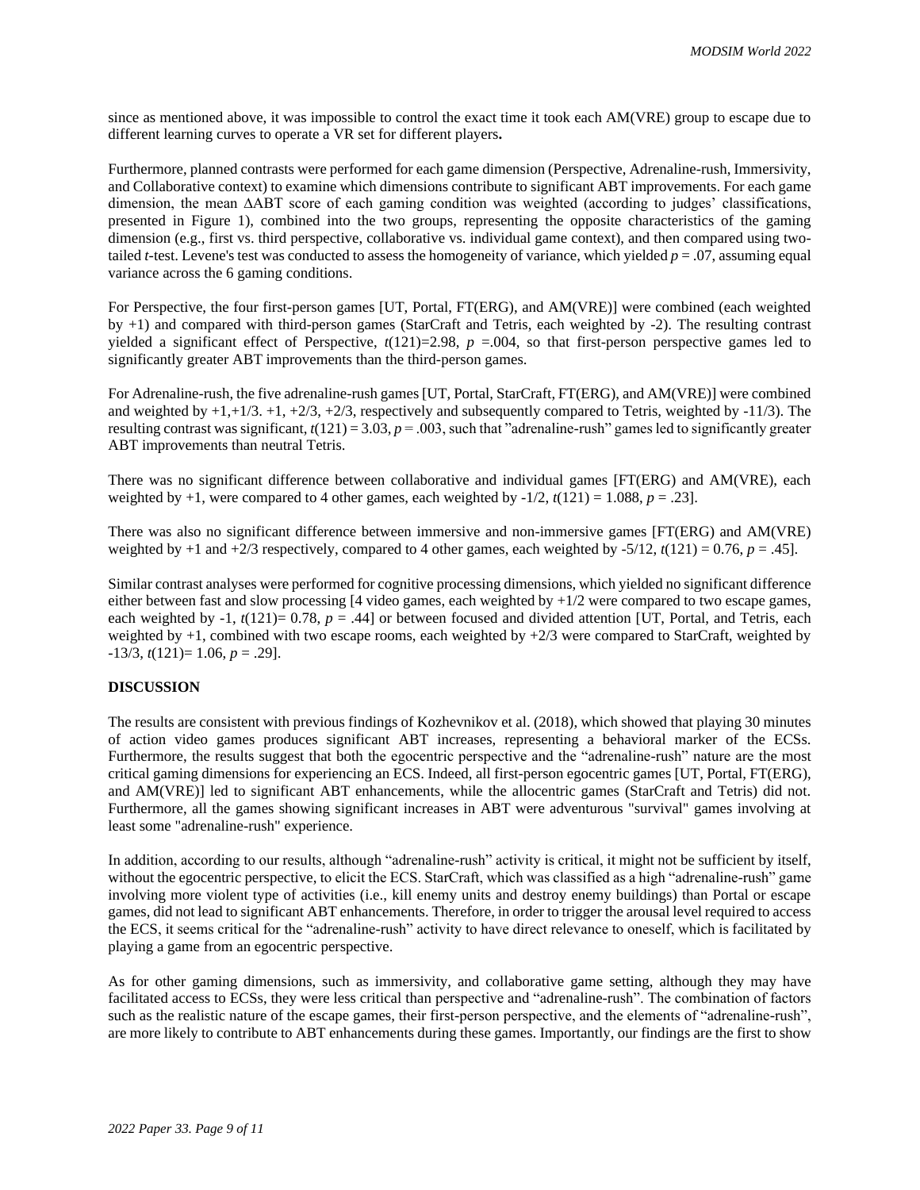since as mentioned above, it was impossible to control the exact time it took each AM(VRE) group to escape due to different learning curves to operate a VR set for different players**.**

Furthermore, planned contrasts were performed for each game dimension (Perspective, Adrenaline-rush, Immersivity, and Collaborative context) to examine which dimensions contribute to significant ABT improvements. For each game dimension, the mean ΔABT score of each gaming condition was weighted (according to judges' classifications, presented in Figure 1), combined into the two groups, representing the opposite characteristics of the gaming dimension (e.g., first vs. third perspective, collaborative vs. individual game context), and then compared using two-tailed *t*-test. Levene's test was conducted to assess the homogeneity of variance, which yielded $p = .07$, assuming equal variance across the 6 gaming conditions.

For Perspective, the four first-person games [UT, Portal, FT(ERG), and AM(VRE)] were combined (each weighted by +1) and compared with third-person games (StarCraft and Tetris, each weighted by -2). The resulting contrast yielded a significant effect of Perspective, $t(121)=2.98$, $p = .004$, so that first-person perspective games led to significantly greater ABT improvements than the third-person games.

For Adrenaline-rush, the five adrenaline-rush games [UT, Portal, StarCraft, FT(ERG), and AM(VRE)] were combined and weighted by +1,+1/3. +1, +2/3, +2/3, respectively and subsequently compared to Tetris, weighted by -11/3). The resulting contrast was significant, $t(121) = 3.03$, $p = .003$, such that "adrenaline-rush" games led to significantly greater ABT improvements than neutral Tetris.

There was no significant difference between collaborative and individual games [FT(ERG) and AM(VRE), each weighted by +1, were compared to 4 other games, each weighted by -1/2, $t(121) = 1.088$, $p = .23$].

There was also no significant difference between immersive and non-immersive games [FT(ERG) and AM(VRE) weighted by +1 and +2/3 respectively, compared to 4 other games, each weighted by -5/12, $t(121) = 0.76$, $p = .45$].

Similar contrast analyses were performed for cognitive processing dimensions, which yielded no significant difference either between fast and slow processing [4 video games, each weighted by +1/2 were compared to two escape games, each weighted by -1, $t(121)= 0.78$, $p = .44$] or between focused and divided attention [UT, Portal, and Tetris, each weighted by +1, combined with two escape rooms, each weighted by +2/3 were compared to StarCraft, weighted by -13/3, $t(121)= 1.06$, $p = .29$].

## DISCUSSION

The results are consistent with previous findings of Kozhevnikov et al. (2018), which showed that playing 30 minutes of action video games produces significant ABT increases, representing a behavioral marker of the ECSs. Furthermore, the results suggest that both the egocentric perspective and the "adrenaline-rush" nature are the most critical gaming dimensions for experiencing an ECS. Indeed, all first-person egocentric games [UT, Portal, FT(ERG), and AM(VRE)] led to significant ABT enhancements, while the allocentric games (StarCraft and Tetris) did not. Furthermore, all the games showing significant increases in ABT were adventurous "survival" games involving at least some "adrenaline-rush" experience.

In addition, according to our results, although "adrenaline-rush" activity is critical, it might not be sufficient by itself, without the egocentric perspective, to elicit the ECS. StarCraft, which was classified as a high "adrenaline-rush" game involving more violent type of activities (i.e., kill enemy units and destroy enemy buildings) than Portal or escape games, did not lead to significant ABT enhancements. Therefore, in order to trigger the arousal level required to access the ECS, it seems critical for the "adrenaline-rush" activity to have direct relevance to oneself, which is facilitated by playing a game from an egocentric perspective.

As for other gaming dimensions, such as immersivity, and collaborative game setting, although they may have facilitated access to ECSs, they were less critical than perspective and "adrenaline-rush". The combination of factors such as the realistic nature of the escape games, their first-person perspective, and the elements of "adrenaline-rush", are more likely to contribute to ABT enhancements during these games. Importantly, our findings are the first to show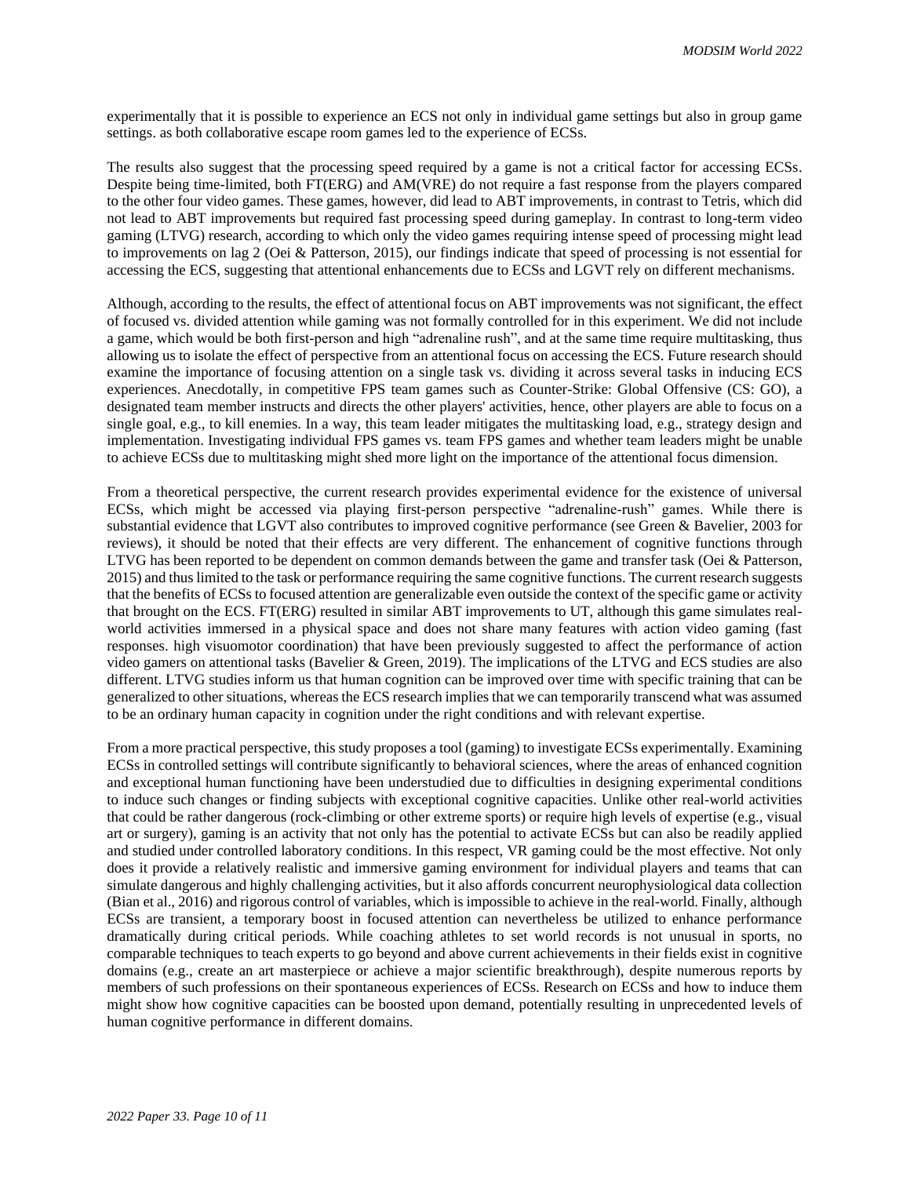experimentally that it is possible to experience an ECS not only in individual game settings but also in group game settings. as both collaborative escape room games led to the experience of ECSs.

The results also suggest that the processing speed required by a game is not a critical factor for accessing ECSs. Despite being time-limited, both FT(ERG) and AM(VRE) do not require a fast response from the players compared to the other four video games. These games, however, did lead to ABT improvements, in contrast to Tetris, which did not lead to ABT improvements but required fast processing speed during gameplay. In contrast to long-term video gaming (LTVG) research, according to which only the video games requiring intense speed of processing might lead to improvements on lag 2 (Oei & Patterson, 2015), our findings indicate that speed of processing is not essential for accessing the ECS, suggesting that attentional enhancements due to ECSs and LGVT rely on different mechanisms.

Although, according to the results, the effect of attentional focus on ABT improvements was not significant, the effect of focused vs. divided attention while gaming was not formally controlled for in this experiment. We did not include a game, which would be both first-person and high "adrenaline rush", and at the same time require multitasking, thus allowing us to isolate the effect of perspective from an attentional focus on accessing the ECS. Future research should examine the importance of focusing attention on a single task vs. dividing it across several tasks in inducing ECS experiences. Anecdotally, in competitive FPS team games such as Counter-Strike: Global Offensive (CS: GO), a designated team member instructs and directs the other players' activities, hence, other players are able to focus on a single goal, e.g., to kill enemies. In a way, this team leader mitigates the multitasking load, e.g., strategy design and implementation. Investigating individual FPS games vs. team FPS games and whether team leaders might be unable to achieve ECSs due to multitasking might shed more light on the importance of the attentional focus dimension.

From a theoretical perspective, the current research provides experimental evidence for the existence of universal ECSs, which might be accessed via playing first-person perspective "adrenaline-rush" games. While there is substantial evidence that LGVT also contributes to improved cognitive performance (see Green & Bavelier, 2003 for reviews), it should be noted that their effects are very different. The enhancement of cognitive functions through LTVG has been reported to be dependent on common demands between the game and transfer task (Oei & Patterson, 2015) and thus limited to the task or performance requiring the same cognitive functions. The current research suggests that the benefits of ECSs to focused attention are generalizable even outside the context of the specific game or activity that brought on the ECS. FT(ERG) resulted in similar ABT improvements to UT, although this game simulates real-world activities immersed in a physical space and does not share many features with action video gaming (fast responses. high visuomotor coordination) that have been previously suggested to affect the performance of action video gamers on attentional tasks (Bavelier & Green, 2019). The implications of the LTVG and ECS studies are also different. LTVG studies inform us that human cognition can be improved over time with specific training that can be generalized to other situations, whereas the ECS research implies that we can temporarily transcend what was assumed to be an ordinary human capacity in cognition under the right conditions and with relevant expertise.

From a more practical perspective, this study proposes a tool (gaming) to investigate ECSs experimentally. Examining ECSs in controlled settings will contribute significantly to behavioral sciences, where the areas of enhanced cognition and exceptional human functioning have been understudied due to difficulties in designing experimental conditions to induce such changes or finding subjects with exceptional cognitive capacities. Unlike other real-world activities that could be rather dangerous (rock-climbing or other extreme sports) or require high levels of expertise (e.g., visual art or surgery), gaming is an activity that not only has the potential to activate ECSs but can also be readily applied and studied under controlled laboratory conditions. In this respect, VR gaming could be the most effective. Not only does it provide a relatively realistic and immersive gaming environment for individual players and teams that can simulate dangerous and highly challenging activities, but it also affords concurrent neurophysiological data collection (Bian et al., 2016) and rigorous control of variables, which is impossible to achieve in the real-world. Finally, although ECSs are transient, a temporary boost in focused attention can nevertheless be utilized to enhance performance dramatically during critical periods. While coaching athletes to set world records is not unusual in sports, no comparable techniques to teach experts to go beyond and above current achievements in their fields exist in cognitive domains (e.g., create an art masterpiece or achieve a major scientific breakthrough), despite numerous reports by members of such professions on their spontaneous experiences of ECSs. Research on ECSs and how to induce them might show how cognitive capacities can be boosted upon demand, potentially resulting in unprecedented levels of human cognitive performance in different domains.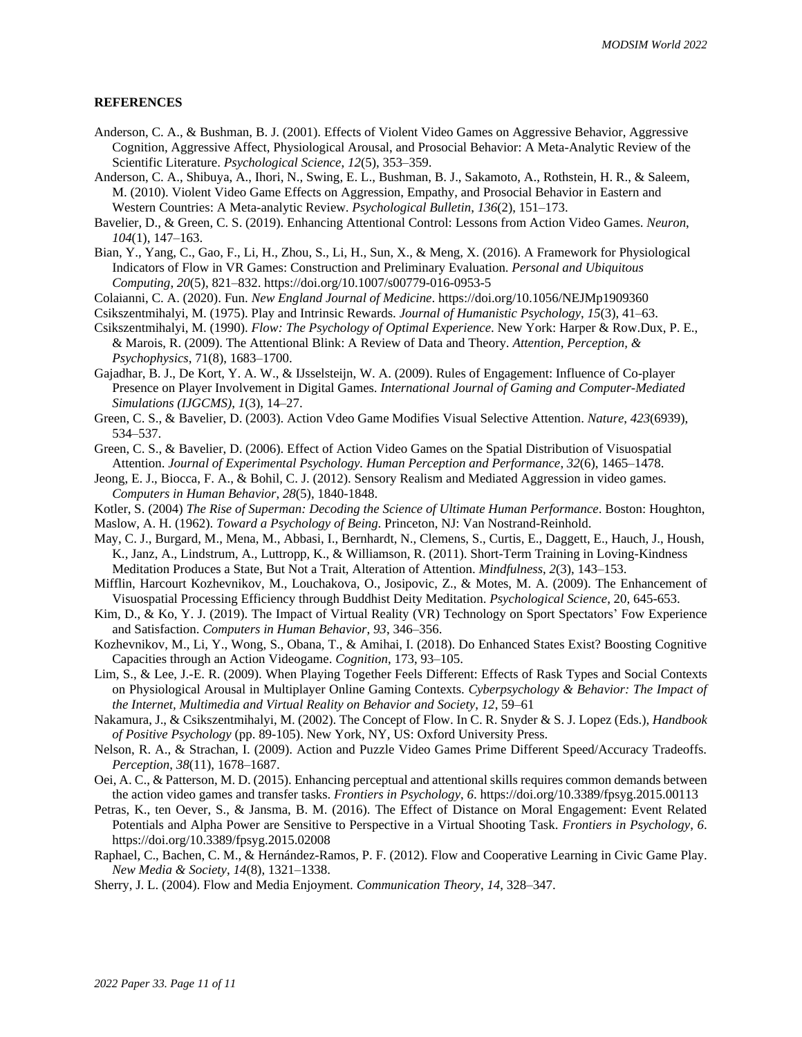**REFERENCES**

Anderson, C. A., & Bushman, B. J. (2001). Effects of Violent Video Games on Aggressive Behavior, Aggressive Cognition, Aggressive Affect, Physiological Arousal, and Prosocial Behavior: A Meta-Analytic Review of the Scientific Literature. *Psychological Science*, *12*(5), 353–359.

Anderson, C. A., Shibuya, A., Ihori, N., Swing, E. L., Bushman, B. J., Sakamoto, A., Rothstein, H. R., & Saleem, M. (2010). Violent Video Game Effects on Aggression, Empathy, and Prosocial Behavior in Eastern and Western Countries: A Meta-analytic Review. *Psychological Bulletin*, *136*(2), 151–173.

Bavelier, D., & Green, C. S. (2019). Enhancing Attentional Control: Lessons from Action Video Games. *Neuron*, *104*(1), 147–163.

Bian, Y., Yang, C., Gao, F., Li, H., Zhou, S., Li, H., Sun, X., & Meng, X. (2016). A Framework for Physiological Indicators of Flow in VR Games: Construction and Preliminary Evaluation. *Personal and Ubiquitous Computing*, *20*(5), 821–832. https://doi.org/10.1007/s00779-016-0953-5

Colaianni, C. A. (2020). Fun. *New England Journal of Medicine*. https://doi.org/10.1056/NEJMp1909360

Csikszentmihalyi, M. (1975). Play and Intrinsic Rewards. *Journal of Humanistic Psychology*, *15*(3), 41–63.

Csikszentmihalyi, M. (1990). *Flow: The Psychology of Optimal Experience*. New York: Harper & Row.Dux, P. E., & Marois, R. (2009). The Attentional Blink: A Review of Data and Theory. *Attention, Perception, & Psychophysics*, 71(8), 1683–1700.

Gajadhar, B. J., De Kort, Y. A. W., & IJsselsteijn, W. A. (2009). Rules of Engagement: Influence of Co-player Presence on Player Involvement in Digital Games. *International Journal of Gaming and Computer-Mediated Simulations (IJGCMS)*, *1*(3), 14–27.

Green, C. S., & Bavelier, D. (2003). Action Vdeo Game Modifies Visual Selective Attention. *Nature*, *423*(6939), 534–537.

Green, C. S., & Bavelier, D. (2006). Effect of Action Video Games on the Spatial Distribution of Visuospatial Attention. *Journal of Experimental Psychology. Human Perception and Performance*, *32*(6), 1465–1478.

Jeong, E. J., Biocca, F. A., & Bohil, C. J. (2012). Sensory Realism and Mediated Aggression in video games. *Computers in Human Behavior*, *28*(5), 1840-1848.

Kotler, S. (2004) *The Rise of Superman: Decoding the Science of Ultimate Human Performance*. Boston: Houghton,

Maslow, A. H. (1962). *Toward a Psychology of Being*. Princeton, NJ: Van Nostrand-Reinhold.

May, C. J., Burgard, M., Mena, M., Abbasi, I., Bernhardt, N., Clemens, S., Curtis, E., Daggett, E., Hauch, J., Housh, K., Janz, A., Lindstrum, A., Luttropp, K., & Williamson, R. (2011). Short-Term Training in Loving-Kindness Meditation Produces a State, But Not a Trait, Alteration of Attention. *Mindfulness*, *2*(3), 143–153.

Mifflin, Harcourt Kozhevnikov, M., Louchakova, O., Josipovic, Z., & Motes, M. A. (2009). The Enhancement of Visuospatial Processing Efficiency through Buddhist Deity Meditation. *Psychological Science*, 20, 645-653.

Kim, D., & Ko, Y. J. (2019). The Impact of Virtual Reality (VR) Technology on Sport Spectators' Fow Experience and Satisfaction. *Computers in Human Behavior*, *93*, 346–356.

Kozhevnikov, M., Li, Y., Wong, S., Obana, T., & Amihai, I. (2018). Do Enhanced States Exist? Boosting Cognitive Capacities through an Action Videogame. *Cognition*, 173, 93–105.

Lim, S., & Lee, J.-E. R. (2009). When Playing Together Feels Different: Effects of Rask Types and Social Contexts on Physiological Arousal in Multiplayer Online Gaming Contexts. *Cyberpsychology & Behavior: The Impact of the Internet, Multimedia and Virtual Reality on Behavior and Society*, *12*, 59–61

Nakamura, J., & Csikszentmihalyi, M. (2002). The Concept of Flow. In C. R. Snyder & S. J. Lopez (Eds.), *Handbook of Positive Psychology* (pp. 89-105). New York, NY, US: Oxford University Press.

Nelson, R. A., & Strachan, I. (2009). Action and Puzzle Video Games Prime Different Speed/Accuracy Tradeoffs. *Perception*, *38*(11), 1678–1687.

Oei, A. C., & Patterson, M. D. (2015). Enhancing perceptual and attentional skills requires common demands between the action video games and transfer tasks. *Frontiers in Psychology*, *6*. https://doi.org/10.3389/fpsyg.2015.00113

Petras, K., ten Oever, S., & Jansma, B. M. (2016). The Effect of Distance on Moral Engagement: Event Related Potentials and Alpha Power are Sensitive to Perspective in a Virtual Shooting Task. *Frontiers in Psychology*, *6*. https://doi.org/10.3389/fpsyg.2015.02008

Raphael, C., Bachen, C. M., & Hernández-Ramos, P. F. (2012). Flow and Cooperative Learning in Civic Game Play. *New Media & Society*, *14*(8), 1321–1338.

Sherry, J. L. (2004). Flow and Media Enjoyment. *Communication Theory*, *14*, 328–347.